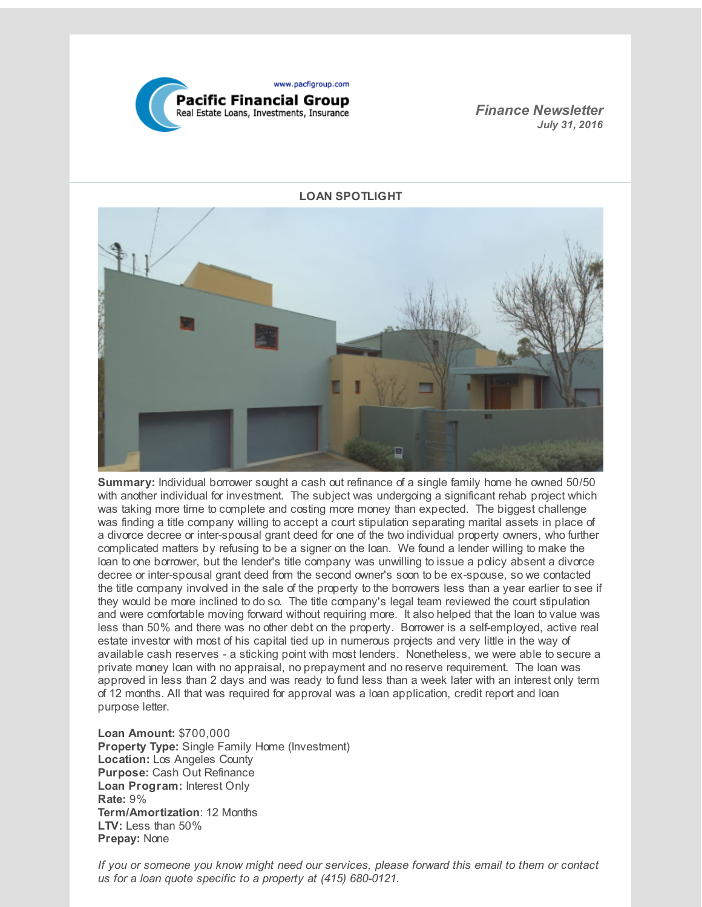www.pacfigroup.com

**Pacific Financial Group**
Real Estate Loans, Investments, Insurance

***Finance Newsletter***
***July 31, 2016***

## LOAN SPOTLIGHT

**Summary:** Individual borrower sought a cash out refinance of a single family home he owned 50/50 with another individual for investment. The subject was undergoing a significant rehab project which was taking more time to complete and costing more money than expected. The biggest challenge was finding a title company willing to accept a court stipulation separating marital assets in place of a divorce decree or inter-spousal grant deed for one of the two individual property owners, who further complicated matters by refusing to be a signer on the loan. We found a lender willing to make the loan to one borrower, but the lender's title company was unwilling to issue a policy absent a divorce decree or inter-spousal grant deed from the second owner's soon to be ex-spouse, so we contacted the title company involved in the sale of the property to the borrowers less than a year earlier to see if they would be more inclined to do so. The title company's legal team reviewed the court stipulation and were comfortable moving forward without requiring more. It also helped that the loan to value was less than 50% and there was no other debt on the property. Borrower is a self-employed, active real estate investor with most of his capital tied up in numerous projects and very little in the way of available cash reserves - a sticking point with most lenders. Nonetheless, we were able to secure a private money loan with no appraisal, no prepayment and no reserve requirement. The loan was approved in less than 2 days and was ready to fund less than a week later with an interest only term of 12 months. All that was required for approval was a loan application, credit report and loan purpose letter.

**Loan Amount:** $700,000
**Property Type:** Single Family Home (Investment)
**Location:** Los Angeles County
**Purpose:** Cash Out Refinance
**Loan Program:** Interest Only
**Rate:** 9%
**Term/Amortization**: 12 Months
**LTV:** Less than 50%
**Prepay:** None

*If you or someone you know might need our services, please forward this email to them or contact us for a loan quote specific to a property at (415) 680-0121.*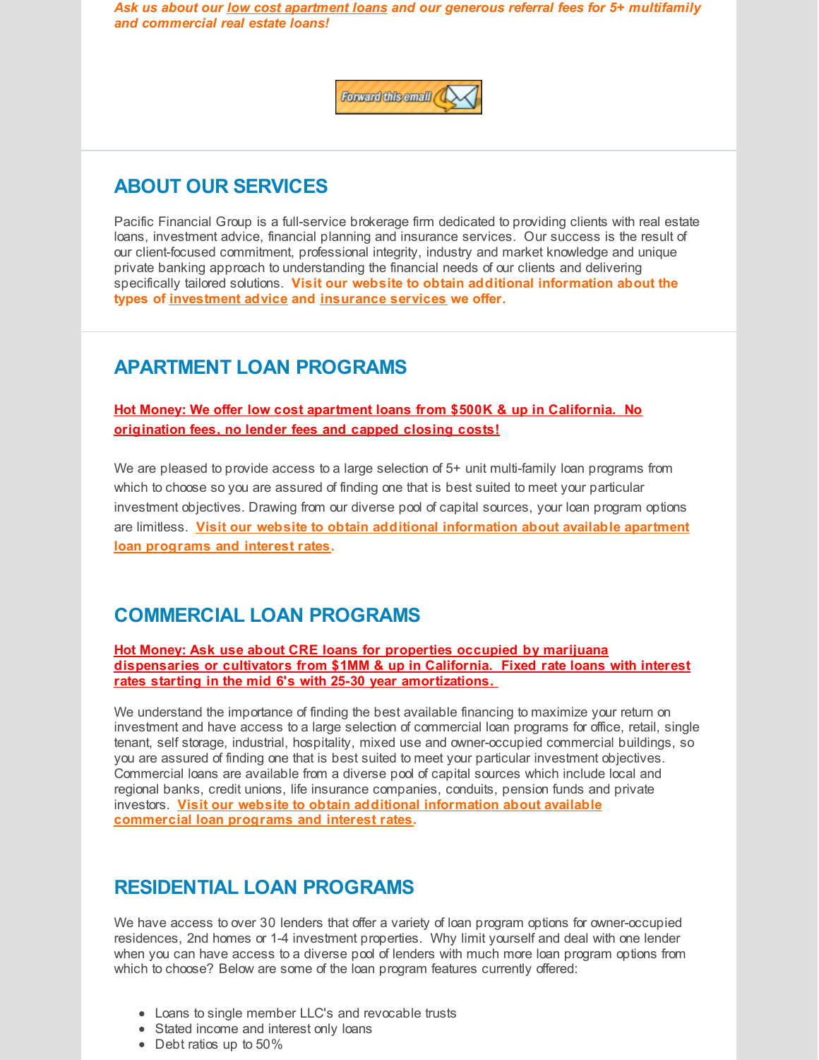***Ask us about our low cost apartment loans and our generous referral fees for 5+ multifamily and commercial real estate loans!***

## ABOUT OUR SERVICES

Pacific Financial Group is a full-service brokerage firm dedicated to providing clients with real estate loans, investment advice, financial planning and insurance services. Our success is the result of our client-focused commitment, professional integrity, industry and market knowledge and unique private banking approach to understanding the financial needs of our clients and delivering specifically tailored solutions. **Visit our website to obtain additional information about the types of investment advice and insurance services we offer.**

## APARTMENT LOAN PROGRAMS

**Hot Money: We offer low cost apartment loans from $500K & up in California. No origination fees, no lender fees and capped closing costs!**

We are pleased to provide access to a large selection of 5+ unit multi-family loan programs from which to choose so you are assured of finding one that is best suited to meet your particular investment objectives. Drawing from our diverse pool of capital sources, your loan program options are limitless. **Visit our website to obtain additional information about available apartment loan programs and interest rates.**

## COMMERCIAL LOAN PROGRAMS

**Hot Money: Ask use about CRE loans for properties occupied by marijuana dispensaries or cultivators from $1MM & up in California. Fixed rate loans with interest rates starting in the mid 6's with 25-30 year amortizations.**

We understand the importance of finding the best available financing to maximize your return on investment and have access to a large selection of commercial loan programs for office, retail, single tenant, self storage, industrial, hospitality, mixed use and owner-occupied commercial buildings, so you are assured of finding one that is best suited to meet your particular investment objectives. Commercial loans are available from a diverse pool of capital sources which include local and regional banks, credit unions, life insurance companies, conduits, pension funds and private investors. **Visit our website to obtain additional information about available commercial loan programs and interest rates.**

## RESIDENTIAL LOAN PROGRAMS

We have access to over 30 lenders that offer a variety of loan program options for owner-occupied residences, 2nd homes or 1-4 investment properties. Why limit yourself and deal with one lender when you can have access to a diverse pool of lenders with much more loan program options from which to choose? Below are some of the loan program features currently offered:

- Loans to single member LLC's and revocable trusts
- Stated income and interest only loans
- Debt ratios up to 50%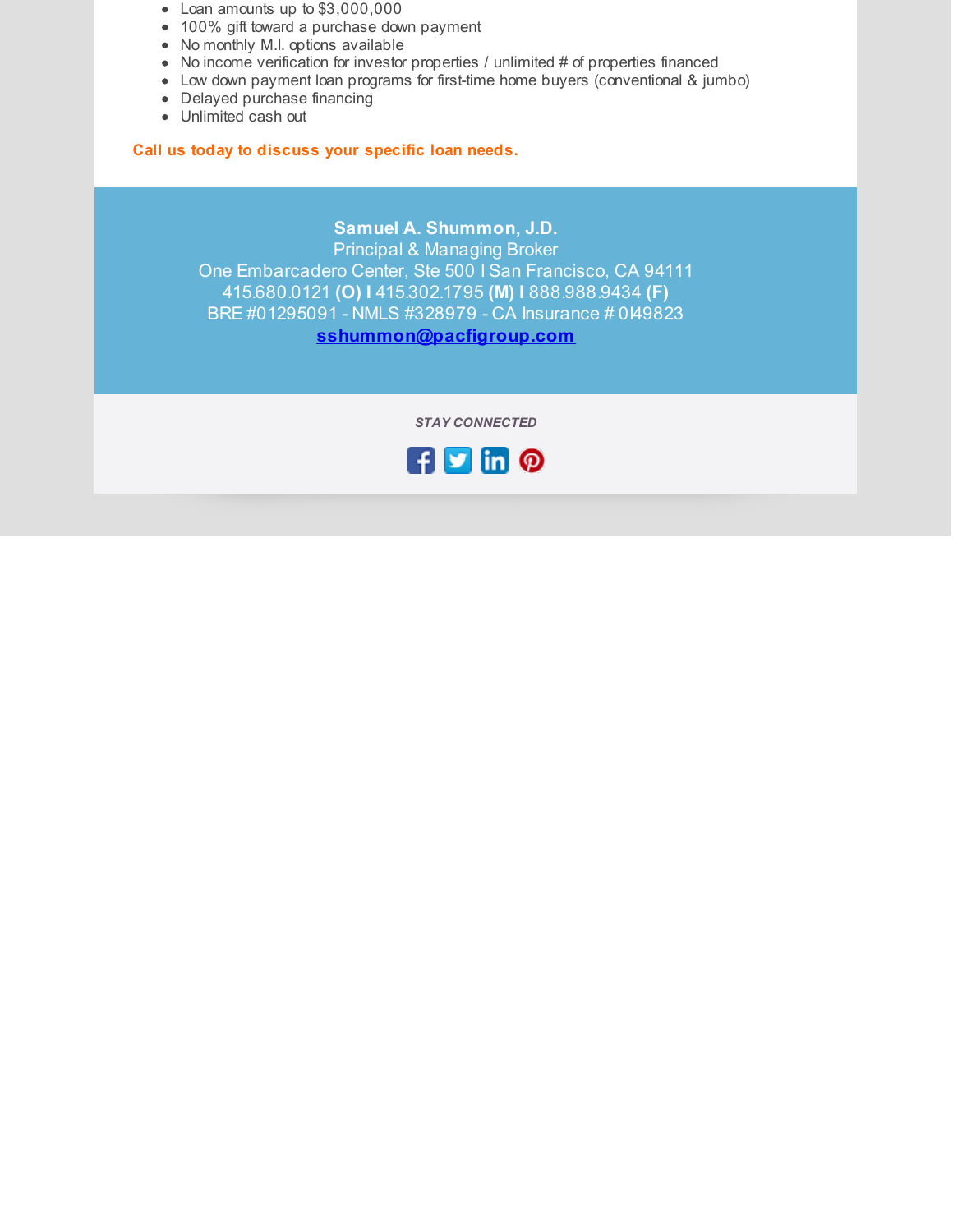- Loan amounts up to $3,000,000
- 100% gift toward a purchase down payment
- No monthly M.I. options available
- No income verification for investor properties / unlimited # of properties financed
- Low down payment loan programs for first-time home buyers (conventional & jumbo)
- Delayed purchase financing
- Unlimited cash out

**Call us today to discuss your specific loan needs.**

**Samuel A. Shummon, J.D.**
Principal & Managing Broker
One Embarcadero Center, Ste 500 I San Francisco, CA 94111
415.680.0121 **(O) I** 415.302.1795 **(M) I** 888.988.9434 **(F)**
BRE #01295091 - NMLS #328979 - CA Insurance # 0I49823
**sshummon@pacfigroup.com**

***STAY CONNECTED***